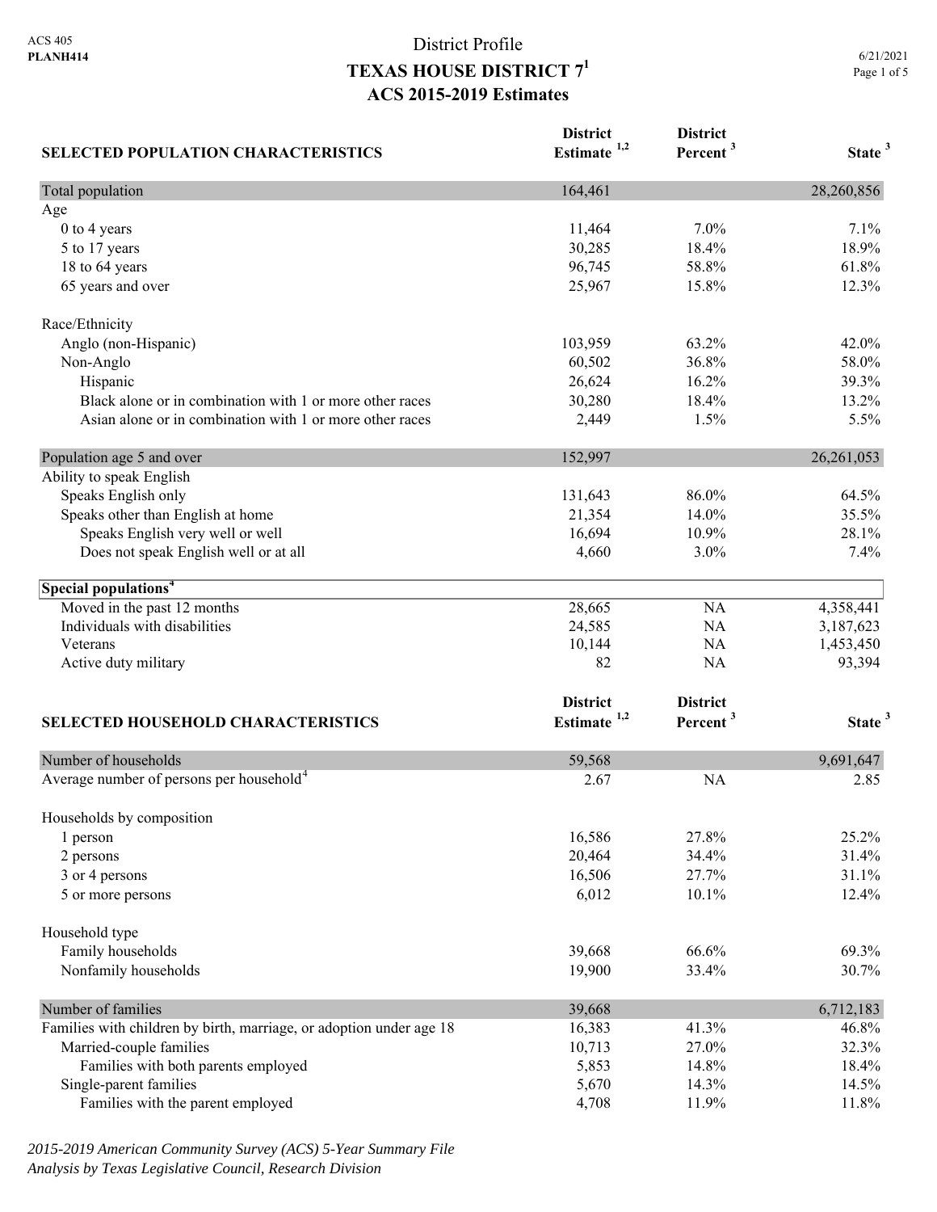ACS 405
**PLANH414**

# District Profile
## TEXAS HOUSE DISTRICT 7[1]
### ACS 2015-2019 Estimates

6/21/2021

| SELECTED POPULATION CHARACTERISTICS | District Estimate [1,2] | District Percent [3] | State [3] |
|---|---|---|---|
| Total population | 164,461 | | 28,260,856 |
| Age | | | |
| 0 to 4 years | 11,464 | 7.0% | 7.1% |
| 5 to 17 years | 30,285 | 18.4% | 18.9% |
| 18 to 64 years | 96,745 | 58.8% | 61.8% |
| 65 years and over | 25,967 | 15.8% | 12.3% |
| | | | |
| Race/Ethnicity | | | |
| Anglo (non-Hispanic) | 103,959 | 63.2% | 42.0% |
| Non-Anglo | 60,502 | 36.8% | 58.0% |
| Hispanic | 26,624 | 16.2% | 39.3% |
| Black alone or in combination with 1 or more other races | 30,280 | 18.4% | 13.2% |
| Asian alone or in combination with 1 or more other races | 2,449 | 1.5% | 5.5% |
| | | | |
| Population age 5 and over | 152,997 | | 26,261,053 |
| Ability to speak English | | | |
| Speaks English only | 131,643 | 86.0% | 64.5% |
| Speaks other than English at home | 21,354 | 14.0% | 35.5% |
| Speaks English very well or well | 16,694 | 10.9% | 28.1% |
| Does not speak English well or at all | 4,660 | 3.0% | 7.4% |
| | | | |
| **Special populations[4]** | | | |
| Moved in the past 12 months | 28,665 | NA | 4,358,441 |
| Individuals with disabilities | 24,585 | NA | 3,187,623 |
| Veterans | 10,144 | NA | 1,453,450 |
| Active duty military | 82 | NA | 93,394 |

| SELECTED HOUSEHOLD CHARACTERISTICS | District Estimate [1,2] | District Percent [3] | State [3] |
|---|---|---|---|
| Number of households | 59,568 | | 9,691,647 |
| Average number of persons per household[4] | 2.67 | NA | 2.85 |
| | | | |
| Households by composition | | | |
| 1 person | 16,586 | 27.8% | 25.2% |
| 2 persons | 20,464 | 34.4% | 31.4% |
| 3 or 4 persons | 16,506 | 27.7% | 31.1% |
| 5 or more persons | 6,012 | 10.1% | 12.4% |
| | | | |
| Household type | | | |
| Family households | 39,668 | 66.6% | 69.3% |
| Nonfamily households | 19,900 | 33.4% | 30.7% |
| | | | |
| Number of families | 39,668 | | 6,712,183 |
| Families with children by birth, marriage, or adoption under age 18 | 16,383 | 41.3% | 46.8% |
| Married-couple families | 10,713 | 27.0% | 32.3% |
| Families with both parents employed | 5,853 | 14.8% | 18.4% |
| Single-parent families | 5,670 | 14.3% | 14.5% |
| Families with the parent employed | 4,708 | 11.9% | 11.8% |

*2015-2019 American Community Survey (ACS) 5-Year Summary File*
*Analysis by Texas Legislative Council, Research Division*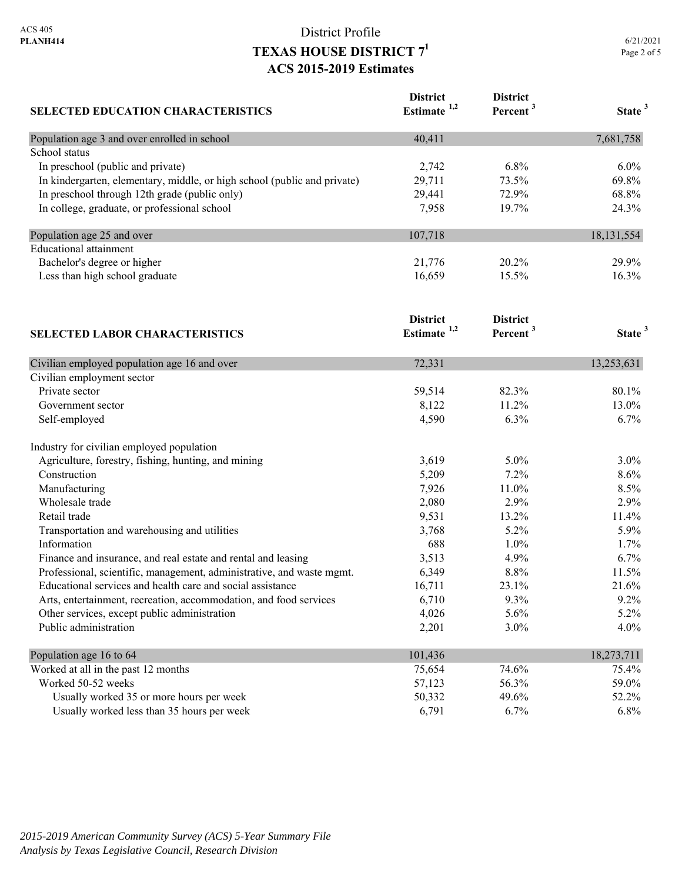District Profile

# TEXAS HOUSE DISTRICT 7[1]

## ACS 2015-2019 Estimates

| SELECTED EDUCATION CHARACTERISTICS | District Estimate [1,2] | District Percent [3] | State [3] |
|---|---|---|---|
| Population age 3 and over enrolled in school | 40,411 | | 7,681,758 |
| School status | | | |
| In preschool (public and private) | 2,742 | 6.8% | 6.0% |
| In kindergarten, elementary, middle, or high school (public and private) | 29,711 | 73.5% | 69.8% |
| In preschool through 12th grade (public only) | 29,441 | 72.9% | 68.8% |
| In college, graduate, or professional school | 7,958 | 19.7% | 24.3% |
| Population age 25 and over | 107,718 | | 18,131,554 |
| Educational attainment | | | |
| Bachelor's degree or higher | 21,776 | 20.2% | 29.9% |
| Less than high school graduate | 16,659 | 15.5% | 16.3% |

| SELECTED LABOR CHARACTERISTICS | District Estimate [1,2] | District Percent [3] | State [3] |
|---|---|---|---|
| Civilian employed population age 16 and over | 72,331 | | 13,253,631 |
| Civilian employment sector | | | |
| Private sector | 59,514 | 82.3% | 80.1% |
| Government sector | 8,122 | 11.2% | 13.0% |
| Self-employed | 4,590 | 6.3% | 6.7% |
| Industry for civilian employed population | | | |
| Agriculture, forestry, fishing, hunting, and mining | 3,619 | 5.0% | 3.0% |
| Construction | 5,209 | 7.2% | 8.6% |
| Manufacturing | 7,926 | 11.0% | 8.5% |
| Wholesale trade | 2,080 | 2.9% | 2.9% |
| Retail trade | 9,531 | 13.2% | 11.4% |
| Transportation and warehousing and utilities | 3,768 | 5.2% | 5.9% |
| Information | 688 | 1.0% | 1.7% |
| Finance and insurance, and real estate and rental and leasing | 3,513 | 4.9% | 6.7% |
| Professional, scientific, management, administrative, and waste mgmt. | 6,349 | 8.8% | 11.5% |
| Educational services and health care and social assistance | 16,711 | 23.1% | 21.6% |
| Arts, entertainment, recreation, accommodation, and food services | 6,710 | 9.3% | 9.2% |
| Other services, except public administration | 4,026 | 5.6% | 5.2% |
| Public administration | 2,201 | 3.0% | 4.0% |
| Population age 16 to 64 | 101,436 | | 18,273,711 |
| Worked at all in the past 12 months | 75,654 | 74.6% | 75.4% |
| Worked 50-52 weeks | 57,123 | 56.3% | 59.0% |
| Usually worked 35 or more hours per week | 50,332 | 49.6% | 52.2% |
| Usually worked less than 35 hours per week | 6,791 | 6.7% | 6.8% |

*2015-2019 American Community Survey (ACS) 5-Year Summary File*
*Analysis by Texas Legislative Council, Research Division*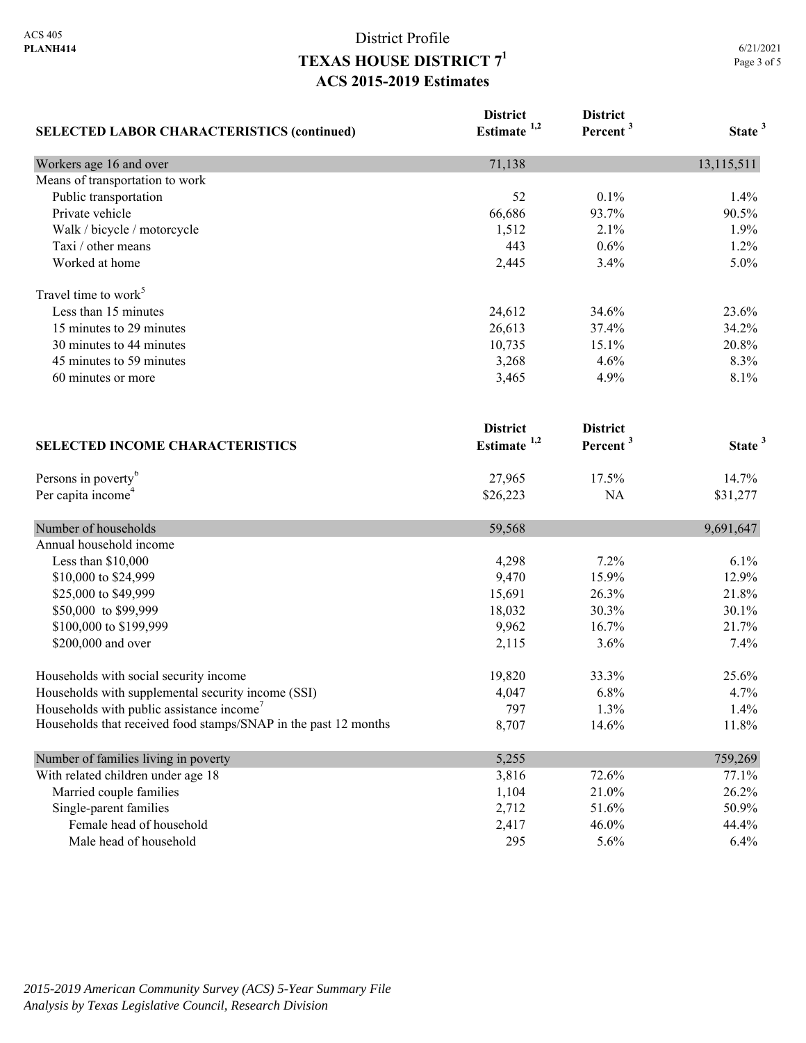ACS 405
**PLANH414**

# District Profile
## TEXAS HOUSE DISTRICT 7[1]
## ACS 2015-2019 Estimates

6/21/2021

| SELECTED LABOR CHARACTERISTICS (continued) | District Estimate [1,2] | District Percent [3] | State [3] |
|---|---|---|---|
| Workers age 16 and over | 71,138 | | 13,115,511 |
| Means of transportation to work | | | |
| Public transportation | 52 | 0.1% | 1.4% |
| Private vehicle | 66,686 | 93.7% | 90.5% |
| Walk / bicycle / motorcycle | 1,512 | 2.1% | 1.9% |
| Taxi / other means | 443 | 0.6% | 1.2% |
| Worked at home | 2,445 | 3.4% | 5.0% |
| Travel time to work[5] | | | |
| Less than 15 minutes | 24,612 | 34.6% | 23.6% |
| 15 minutes to 29 minutes | 26,613 | 37.4% | 34.2% |
| 30 minutes to 44 minutes | 10,735 | 15.1% | 20.8% |
| 45 minutes to 59 minutes | 3,268 | 4.6% | 8.3% |
| 60 minutes or more | 3,465 | 4.9% | 8.1% |

| SELECTED INCOME CHARACTERISTICS | District Estimate [1,2] | District Percent [3] | State [3] |
|---|---|---|---|
| Persons in poverty[6] | 27,965 | 17.5% | 14.7% |
| Per capita income[4] | $26,223 | NA | $31,277 |
| Number of households | 59,568 | | 9,691,647 |
| Annual household income | | | |
| Less than $10,000 | 4,298 | 7.2% | 6.1% |
| $10,000 to $24,999 | 9,470 | 15.9% | 12.9% |
| $25,000 to $49,999 | 15,691 | 26.3% | 21.8% |
| $50,000 to $99,999 | 18,032 | 30.3% | 30.1% |
| $100,000 to $199,999 | 9,962 | 16.7% | 21.7% |
| $200,000 and over | 2,115 | 3.6% | 7.4% |
| Households with social security income | 19,820 | 33.3% | 25.6% |
| Households with supplemental security income (SSI) | 4,047 | 6.8% | 4.7% |
| Households with public assistance income[7] | 797 | 1.3% | 1.4% |
| Households that received food stamps/SNAP in the past 12 months | 8,707 | 14.6% | 11.8% |
| Number of families living in poverty | 5,255 | | 759,269 |
| With related children under age 18 | 3,816 | 72.6% | 77.1% |
| Married couple families | 1,104 | 21.0% | 26.2% |
| Single-parent families | 2,712 | 51.6% | 50.9% |
| Female head of household | 2,417 | 46.0% | 44.4% |
| Male head of household | 295 | 5.6% | 6.4% |

*2015-2019 American Community Survey (ACS) 5-Year Summary File*
*Analysis by Texas Legislative Council, Research Division*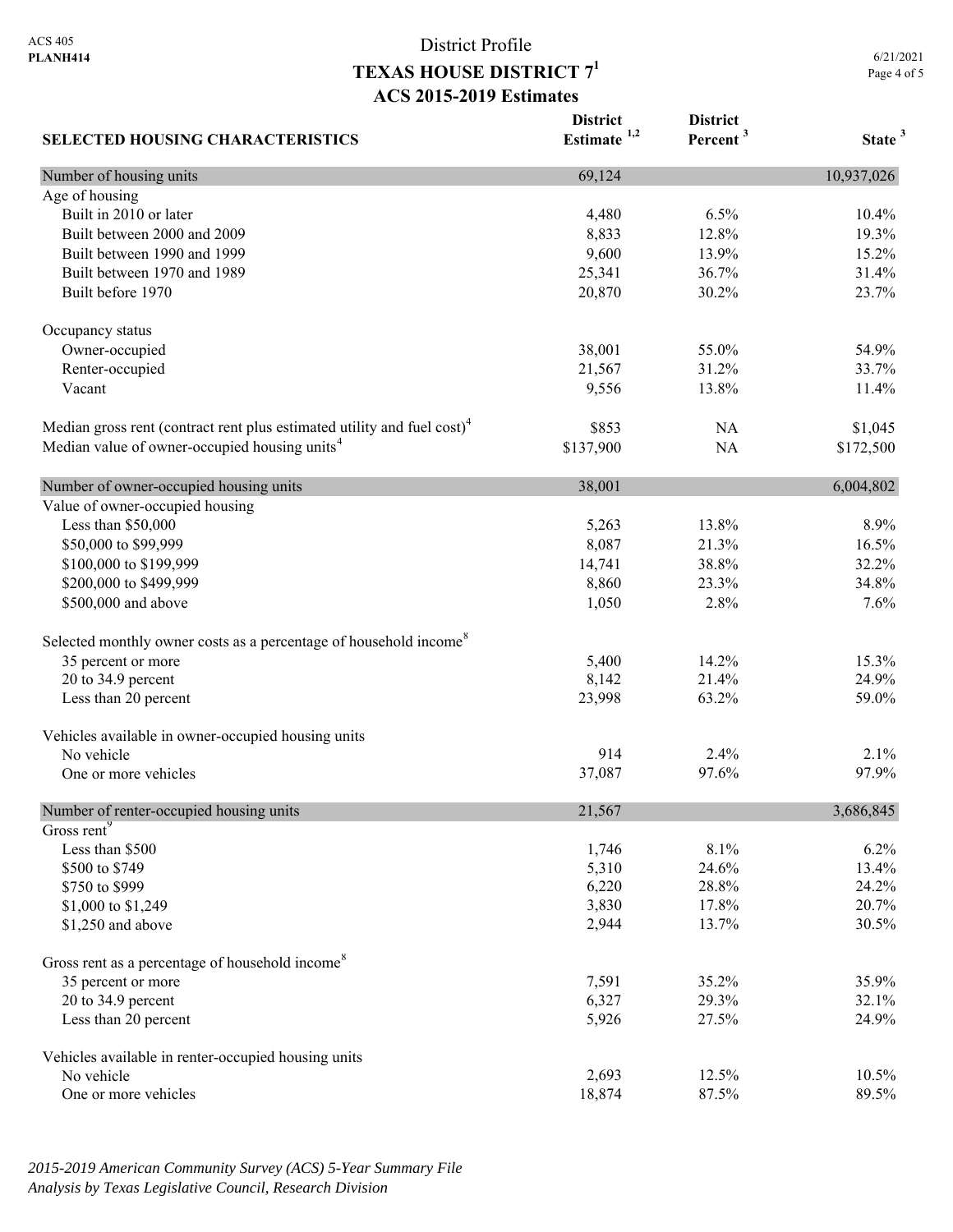District Profile

# TEXAS HOUSE DISTRICT 7[1]

## ACS 2015-2019 Estimates

| SELECTED HOUSING CHARACTERISTICS | District Estimate [1,2] | District Percent [3] | State [3] |
|---|---|---|---|
| **Number of housing units** | 69,124 | | 10,937,026 |
| Age of housing | | | |
| Built in 2010 or later | 4,480 | 6.5% | 10.4% |
| Built between 2000 and 2009 | 8,833 | 12.8% | 19.3% |
| Built between 1990 and 1999 | 9,600 | 13.9% | 15.2% |
| Built between 1970 and 1989 | 25,341 | 36.7% | 31.4% |
| Built before 1970 | 20,870 | 30.2% | 23.7% |
| | | | |
| Occupancy status | | | |
| Owner-occupied | 38,001 | 55.0% | 54.9% |
| Renter-occupied | 21,567 | 31.2% | 33.7% |
| Vacant | 9,556 | 13.8% | 11.4% |
| | | | |
| Median gross rent (contract rent plus estimated utility and fuel cost)[4] | $853 | NA | $1,045 |
| Median value of owner-occupied housing units[4] | $137,900 | NA | $172,500 |
| | | | |
| **Number of owner-occupied housing units** | 38,001 | | 6,004,802 |
| Value of owner-occupied housing | | | |
| Less than $50,000 | 5,263 | 13.8% | 8.9% |
| $50,000 to $99,999 | 8,087 | 21.3% | 16.5% |
| $100,000 to $199,999 | 14,741 | 38.8% | 32.2% |
| $200,000 to $499,999 | 8,860 | 23.3% | 34.8% |
| $500,000 and above | 1,050 | 2.8% | 7.6% |
| | | | |
| Selected monthly owner costs as a percentage of household income[8] | | | |
| 35 percent or more | 5,400 | 14.2% | 15.3% |
| 20 to 34.9 percent | 8,142 | 21.4% | 24.9% |
| Less than 20 percent | 23,998 | 63.2% | 59.0% |
| | | | |
| Vehicles available in owner-occupied housing units | | | |
| No vehicle | 914 | 2.4% | 2.1% |
| One or more vehicles | 37,087 | 97.6% | 97.9% |
| | | | |
| **Number of renter-occupied housing units** | 21,567 | | 3,686,845 |
| Gross rent[9] | | | |
| Less than $500 | 1,746 | 8.1% | 6.2% |
| $500 to $749 | 5,310 | 24.6% | 13.4% |
| $750 to $999 | 6,220 | 28.8% | 24.2% |
| $1,000 to $1,249 | 3,830 | 17.8% | 20.7% |
| $1,250 and above | 2,944 | 13.7% | 30.5% |
| | | | |
| Gross rent as a percentage of household income[8] | | | |
| 35 percent or more | 7,591 | 35.2% | 35.9% |
| 20 to 34.9 percent | 6,327 | 29.3% | 32.1% |
| Less than 20 percent | 5,926 | 27.5% | 24.9% |
| | | | |
| Vehicles available in renter-occupied housing units | | | |
| No vehicle | 2,693 | 12.5% | 10.5% |
| One or more vehicles | 18,874 | 87.5% | 89.5% |

*2015-2019 American Community Survey (ACS) 5-Year Summary File*
*Analysis by Texas Legislative Council, Research Division*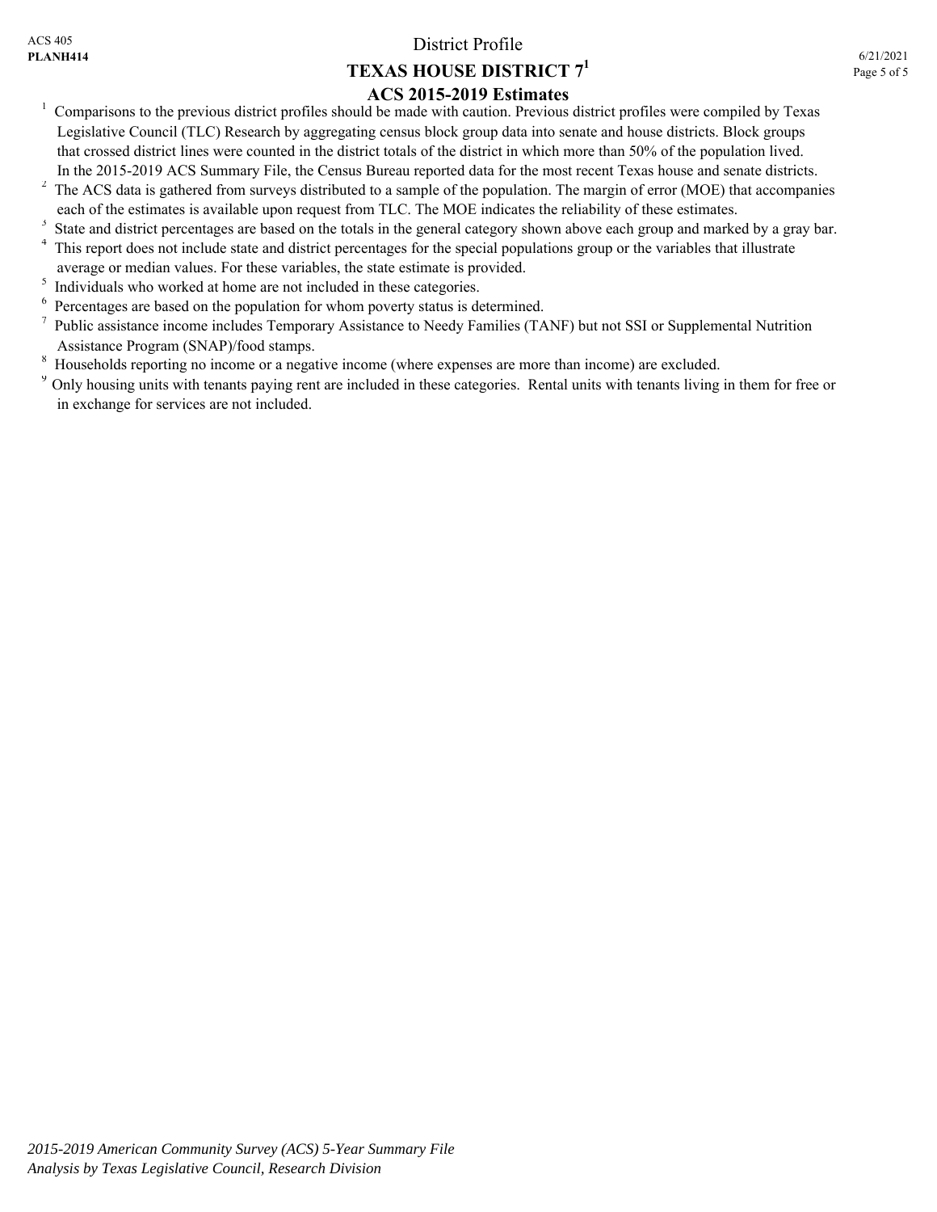ACS 405
**PLANH414**

District Profile

# TEXAS HOUSE DISTRICT 7[1]

## ACS 2015-2019 Estimates

6/21/2021

[1] Comparisons to the previous district profiles should be made with caution. Previous district profiles were compiled by Texas Legislative Council (TLC) Research by aggregating census block group data into senate and house districts. Block groups that crossed district lines were counted in the district totals of the district in which more than 50% of the population lived. In the 2015-2019 ACS Summary File, the Census Bureau reported data for the most recent Texas house and senate districts.

[2] The ACS data is gathered from surveys distributed to a sample of the population. The margin of error (MOE) that accompanies each of the estimates is available upon request from TLC. The MOE indicates the reliability of these estimates.

[3] State and district percentages are based on the totals in the general category shown above each group and marked by a gray bar.

[4] This report does not include state and district percentages for the special populations group or the variables that illustrate average or median values. For these variables, the state estimate is provided.

[5] Individuals who worked at home are not included in these categories.

[6] Percentages are based on the population for whom poverty status is determined.

[7] Public assistance income includes Temporary Assistance to Needy Families (TANF) but not SSI or Supplemental Nutrition Assistance Program (SNAP)/food stamps.

[8] Households reporting no income or a negative income (where expenses are more than income) are excluded.

[9] Only housing units with tenants paying rent are included in these categories. Rental units with tenants living in them for free or in exchange for services are not included.

*2015-2019 American Community Survey (ACS) 5-Year Summary File*
*Analysis by Texas Legislative Council, Research Division*